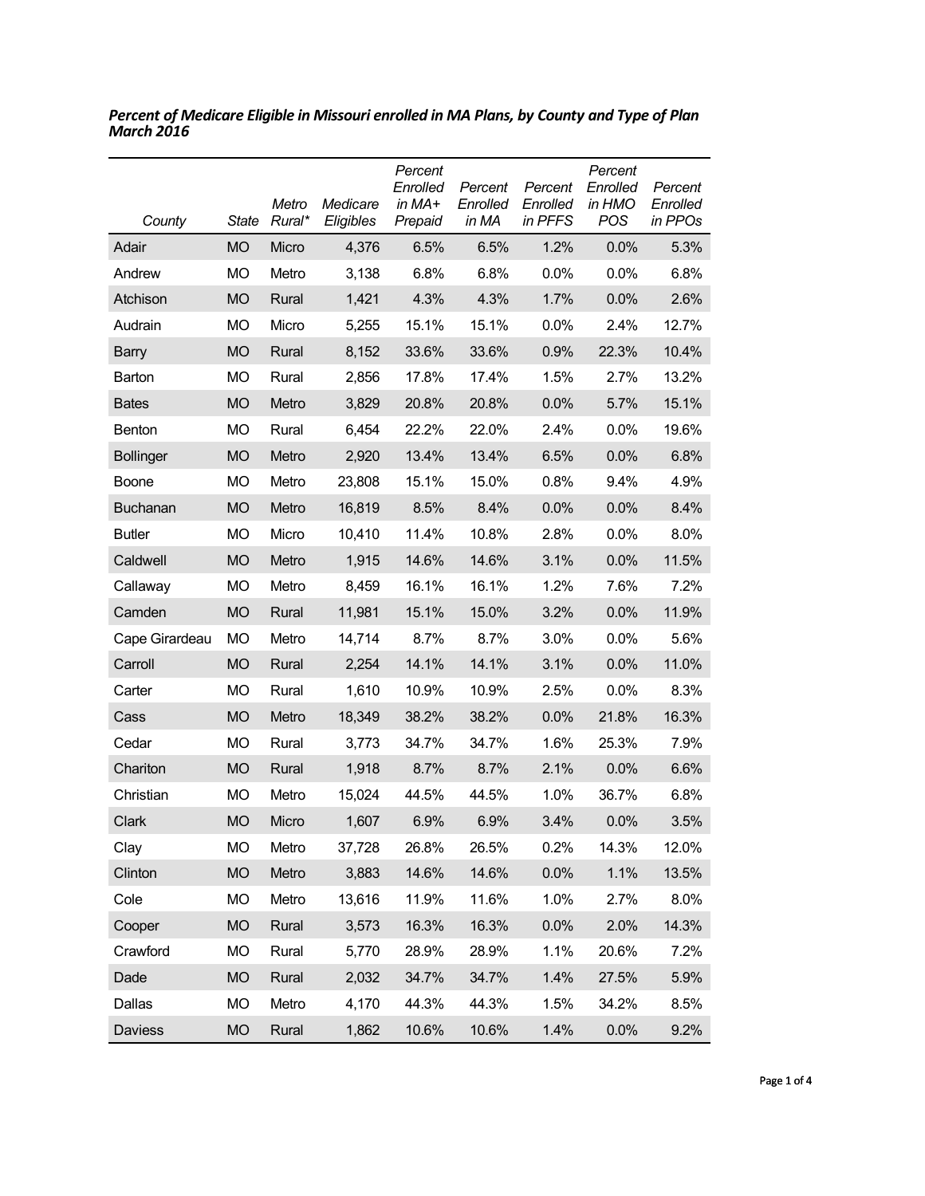***Percent of Medicare Eligible in Missouri enrolled in MA Plans, by County and Type of Plan March 2016***

| *County* | *State* | *Metro Rural** | *Medicare Eligibles* | *Percent Enrolled in MA+ Prepaid* | *Percent Enrolled in MA* | *Percent Enrolled in PFFS* | *Percent Enrolled in HMO POS* | *Percent Enrolled in PPOs* |
|---|---|---|---|---|---|---|---|---|
| Adair | MO | Micro | 4,376 | 6.5% | 6.5% | 1.2% | 0.0% | 5.3% |
| Andrew | MO | Metro | 3,138 | 6.8% | 6.8% | 0.0% | 0.0% | 6.8% |
| Atchison | MO | Rural | 1,421 | 4.3% | 4.3% | 1.7% | 0.0% | 2.6% |
| Audrain | MO | Micro | 5,255 | 15.1% | 15.1% | 0.0% | 2.4% | 12.7% |
| Barry | MO | Rural | 8,152 | 33.6% | 33.6% | 0.9% | 22.3% | 10.4% |
| Barton | MO | Rural | 2,856 | 17.8% | 17.4% | 1.5% | 2.7% | 13.2% |
| Bates | MO | Metro | 3,829 | 20.8% | 20.8% | 0.0% | 5.7% | 15.1% |
| Benton | MO | Rural | 6,454 | 22.2% | 22.0% | 2.4% | 0.0% | 19.6% |
| Bollinger | MO | Metro | 2,920 | 13.4% | 13.4% | 6.5% | 0.0% | 6.8% |
| Boone | MO | Metro | 23,808 | 15.1% | 15.0% | 0.8% | 9.4% | 4.9% |
| Buchanan | MO | Metro | 16,819 | 8.5% | 8.4% | 0.0% | 0.0% | 8.4% |
| Butler | MO | Micro | 10,410 | 11.4% | 10.8% | 2.8% | 0.0% | 8.0% |
| Caldwell | MO | Metro | 1,915 | 14.6% | 14.6% | 3.1% | 0.0% | 11.5% |
| Callaway | MO | Metro | 8,459 | 16.1% | 16.1% | 1.2% | 7.6% | 7.2% |
| Camden | MO | Rural | 11,981 | 15.1% | 15.0% | 3.2% | 0.0% | 11.9% |
| Cape Girardeau | MO | Metro | 14,714 | 8.7% | 8.7% | 3.0% | 0.0% | 5.6% |
| Carroll | MO | Rural | 2,254 | 14.1% | 14.1% | 3.1% | 0.0% | 11.0% |
| Carter | MO | Rural | 1,610 | 10.9% | 10.9% | 2.5% | 0.0% | 8.3% |
| Cass | MO | Metro | 18,349 | 38.2% | 38.2% | 0.0% | 21.8% | 16.3% |
| Cedar | MO | Rural | 3,773 | 34.7% | 34.7% | 1.6% | 25.3% | 7.9% |
| Chariton | MO | Rural | 1,918 | 8.7% | 8.7% | 2.1% | 0.0% | 6.6% |
| Christian | MO | Metro | 15,024 | 44.5% | 44.5% | 1.0% | 36.7% | 6.8% |
| Clark | MO | Micro | 1,607 | 6.9% | 6.9% | 3.4% | 0.0% | 3.5% |
| Clay | MO | Metro | 37,728 | 26.8% | 26.5% | 0.2% | 14.3% | 12.0% |
| Clinton | MO | Metro | 3,883 | 14.6% | 14.6% | 0.0% | 1.1% | 13.5% |
| Cole | MO | Metro | 13,616 | 11.9% | 11.6% | 1.0% | 2.7% | 8.0% |
| Cooper | MO | Rural | 3,573 | 16.3% | 16.3% | 0.0% | 2.0% | 14.3% |
| Crawford | MO | Rural | 5,770 | 28.9% | 28.9% | 1.1% | 20.6% | 7.2% |
| Dade | MO | Rural | 2,032 | 34.7% | 34.7% | 1.4% | 27.5% | 5.9% |
| Dallas | MO | Metro | 4,170 | 44.3% | 44.3% | 1.5% | 34.2% | 8.5% |
| Daviess | MO | Rural | 1,862 | 10.6% | 10.6% | 1.4% | 0.0% | 9.2% |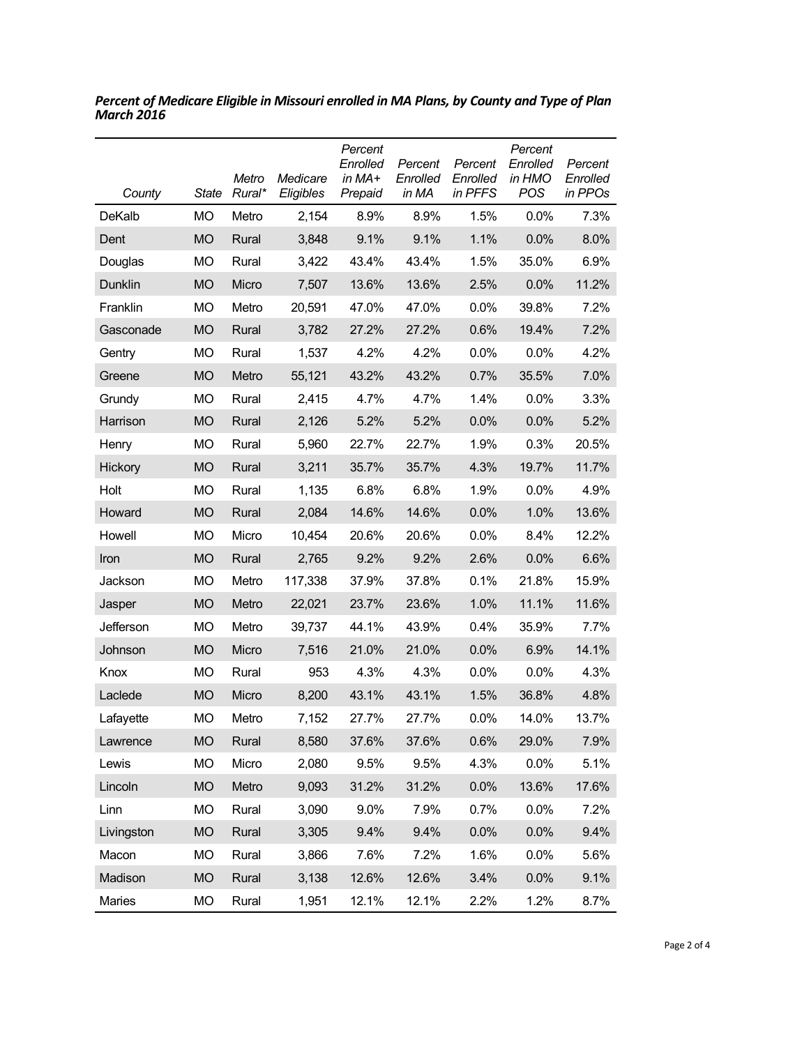***Percent of Medicare Eligible in Missouri enrolled in MA Plans, by County and Type of Plan March 2016***

| *County* | *State* | *Metro Rural** | *Medicare Eligibles* | *Percent Enrolled in MA+ Prepaid* | *Percent Enrolled in MA* | *Percent Enrolled in PFFS* | *Percent Enrolled in HMO POS* | *Percent Enrolled in PPOs* |
|---|---|---|---|---|---|---|---|---|
| DeKalb | MO | Metro | 2,154 | 8.9% | 8.9% | 1.5% | 0.0% | 7.3% |
| Dent | MO | Rural | 3,848 | 9.1% | 9.1% | 1.1% | 0.0% | 8.0% |
| Douglas | MO | Rural | 3,422 | 43.4% | 43.4% | 1.5% | 35.0% | 6.9% |
| Dunklin | MO | Micro | 7,507 | 13.6% | 13.6% | 2.5% | 0.0% | 11.2% |
| Franklin | MO | Metro | 20,591 | 47.0% | 47.0% | 0.0% | 39.8% | 7.2% |
| Gasconade | MO | Rural | 3,782 | 27.2% | 27.2% | 0.6% | 19.4% | 7.2% |
| Gentry | MO | Rural | 1,537 | 4.2% | 4.2% | 0.0% | 0.0% | 4.2% |
| Greene | MO | Metro | 55,121 | 43.2% | 43.2% | 0.7% | 35.5% | 7.0% |
| Grundy | MO | Rural | 2,415 | 4.7% | 4.7% | 1.4% | 0.0% | 3.3% |
| Harrison | MO | Rural | 2,126 | 5.2% | 5.2% | 0.0% | 0.0% | 5.2% |
| Henry | MO | Rural | 5,960 | 22.7% | 22.7% | 1.9% | 0.3% | 20.5% |
| Hickory | MO | Rural | 3,211 | 35.7% | 35.7% | 4.3% | 19.7% | 11.7% |
| Holt | MO | Rural | 1,135 | 6.8% | 6.8% | 1.9% | 0.0% | 4.9% |
| Howard | MO | Rural | 2,084 | 14.6% | 14.6% | 0.0% | 1.0% | 13.6% |
| Howell | MO | Micro | 10,454 | 20.6% | 20.6% | 0.0% | 8.4% | 12.2% |
| Iron | MO | Rural | 2,765 | 9.2% | 9.2% | 2.6% | 0.0% | 6.6% |
| Jackson | MO | Metro | 117,338 | 37.9% | 37.8% | 0.1% | 21.8% | 15.9% |
| Jasper | MO | Metro | 22,021 | 23.7% | 23.6% | 1.0% | 11.1% | 11.6% |
| Jefferson | MO | Metro | 39,737 | 44.1% | 43.9% | 0.4% | 35.9% | 7.7% |
| Johnson | MO | Micro | 7,516 | 21.0% | 21.0% | 0.0% | 6.9% | 14.1% |
| Knox | MO | Rural | 953 | 4.3% | 4.3% | 0.0% | 0.0% | 4.3% |
| Laclede | MO | Micro | 8,200 | 43.1% | 43.1% | 1.5% | 36.8% | 4.8% |
| Lafayette | MO | Metro | 7,152 | 27.7% | 27.7% | 0.0% | 14.0% | 13.7% |
| Lawrence | MO | Rural | 8,580 | 37.6% | 37.6% | 0.6% | 29.0% | 7.9% |
| Lewis | MO | Micro | 2,080 | 9.5% | 9.5% | 4.3% | 0.0% | 5.1% |
| Lincoln | MO | Metro | 9,093 | 31.2% | 31.2% | 0.0% | 13.6% | 17.6% |
| Linn | MO | Rural | 3,090 | 9.0% | 7.9% | 0.7% | 0.0% | 7.2% |
| Livingston | MO | Rural | 3,305 | 9.4% | 9.4% | 0.0% | 0.0% | 9.4% |
| Macon | MO | Rural | 3,866 | 7.6% | 7.2% | 1.6% | 0.0% | 5.6% |
| Madison | MO | Rural | 3,138 | 12.6% | 12.6% | 3.4% | 0.0% | 9.1% |
| Maries | MO | Rural | 1,951 | 12.1% | 12.1% | 2.2% | 1.2% | 8.7% |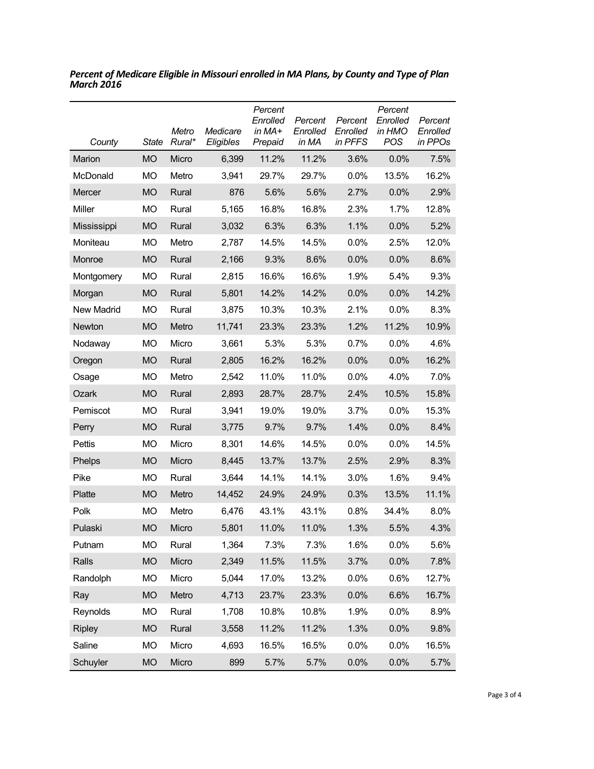***Percent of Medicare Eligible in Missouri enrolled in MA Plans, by County and Type of Plan March 2016***

| *County* | *State* | *Metro Rural** | *Medicare Eligibles* | *Percent Enrolled in MA+ Prepaid* | *Percent Enrolled in MA* | *Percent Enrolled in PFFS* | *Percent Enrolled in HMO POS* | *Percent Enrolled in PPOs* |
|---|---|---|---|---|---|---|---|---|
| Marion | MO | Micro | 6,399 | 11.2% | 11.2% | 3.6% | 0.0% | 7.5% |
| McDonald | MO | Metro | 3,941 | 29.7% | 29.7% | 0.0% | 13.5% | 16.2% |
| Mercer | MO | Rural | 876 | 5.6% | 5.6% | 2.7% | 0.0% | 2.9% |
| Miller | MO | Rural | 5,165 | 16.8% | 16.8% | 2.3% | 1.7% | 12.8% |
| Mississippi | MO | Rural | 3,032 | 6.3% | 6.3% | 1.1% | 0.0% | 5.2% |
| Moniteau | MO | Metro | 2,787 | 14.5% | 14.5% | 0.0% | 2.5% | 12.0% |
| Monroe | MO | Rural | 2,166 | 9.3% | 8.6% | 0.0% | 0.0% | 8.6% |
| Montgomery | MO | Rural | 2,815 | 16.6% | 16.6% | 1.9% | 5.4% | 9.3% |
| Morgan | MO | Rural | 5,801 | 14.2% | 14.2% | 0.0% | 0.0% | 14.2% |
| New Madrid | MO | Rural | 3,875 | 10.3% | 10.3% | 2.1% | 0.0% | 8.3% |
| Newton | MO | Metro | 11,741 | 23.3% | 23.3% | 1.2% | 11.2% | 10.9% |
| Nodaway | MO | Micro | 3,661 | 5.3% | 5.3% | 0.7% | 0.0% | 4.6% |
| Oregon | MO | Rural | 2,805 | 16.2% | 16.2% | 0.0% | 0.0% | 16.2% |
| Osage | MO | Metro | 2,542 | 11.0% | 11.0% | 0.0% | 4.0% | 7.0% |
| Ozark | MO | Rural | 2,893 | 28.7% | 28.7% | 2.4% | 10.5% | 15.8% |
| Pemiscot | MO | Rural | 3,941 | 19.0% | 19.0% | 3.7% | 0.0% | 15.3% |
| Perry | MO | Rural | 3,775 | 9.7% | 9.7% | 1.4% | 0.0% | 8.4% |
| Pettis | MO | Micro | 8,301 | 14.6% | 14.5% | 0.0% | 0.0% | 14.5% |
| Phelps | MO | Micro | 8,445 | 13.7% | 13.7% | 2.5% | 2.9% | 8.3% |
| Pike | MO | Rural | 3,644 | 14.1% | 14.1% | 3.0% | 1.6% | 9.4% |
| Platte | MO | Metro | 14,452 | 24.9% | 24.9% | 0.3% | 13.5% | 11.1% |
| Polk | MO | Metro | 6,476 | 43.1% | 43.1% | 0.8% | 34.4% | 8.0% |
| Pulaski | MO | Micro | 5,801 | 11.0% | 11.0% | 1.3% | 5.5% | 4.3% |
| Putnam | MO | Rural | 1,364 | 7.3% | 7.3% | 1.6% | 0.0% | 5.6% |
| Ralls | MO | Micro | 2,349 | 11.5% | 11.5% | 3.7% | 0.0% | 7.8% |
| Randolph | MO | Micro | 5,044 | 17.0% | 13.2% | 0.0% | 0.6% | 12.7% |
| Ray | MO | Metro | 4,713 | 23.7% | 23.3% | 0.0% | 6.6% | 16.7% |
| Reynolds | MO | Rural | 1,708 | 10.8% | 10.8% | 1.9% | 0.0% | 8.9% |
| Ripley | MO | Rural | 3,558 | 11.2% | 11.2% | 1.3% | 0.0% | 9.8% |
| Saline | MO | Micro | 4,693 | 16.5% | 16.5% | 0.0% | 0.0% | 16.5% |
| Schuyler | MO | Micro | 899 | 5.7% | 5.7% | 0.0% | 0.0% | 5.7% |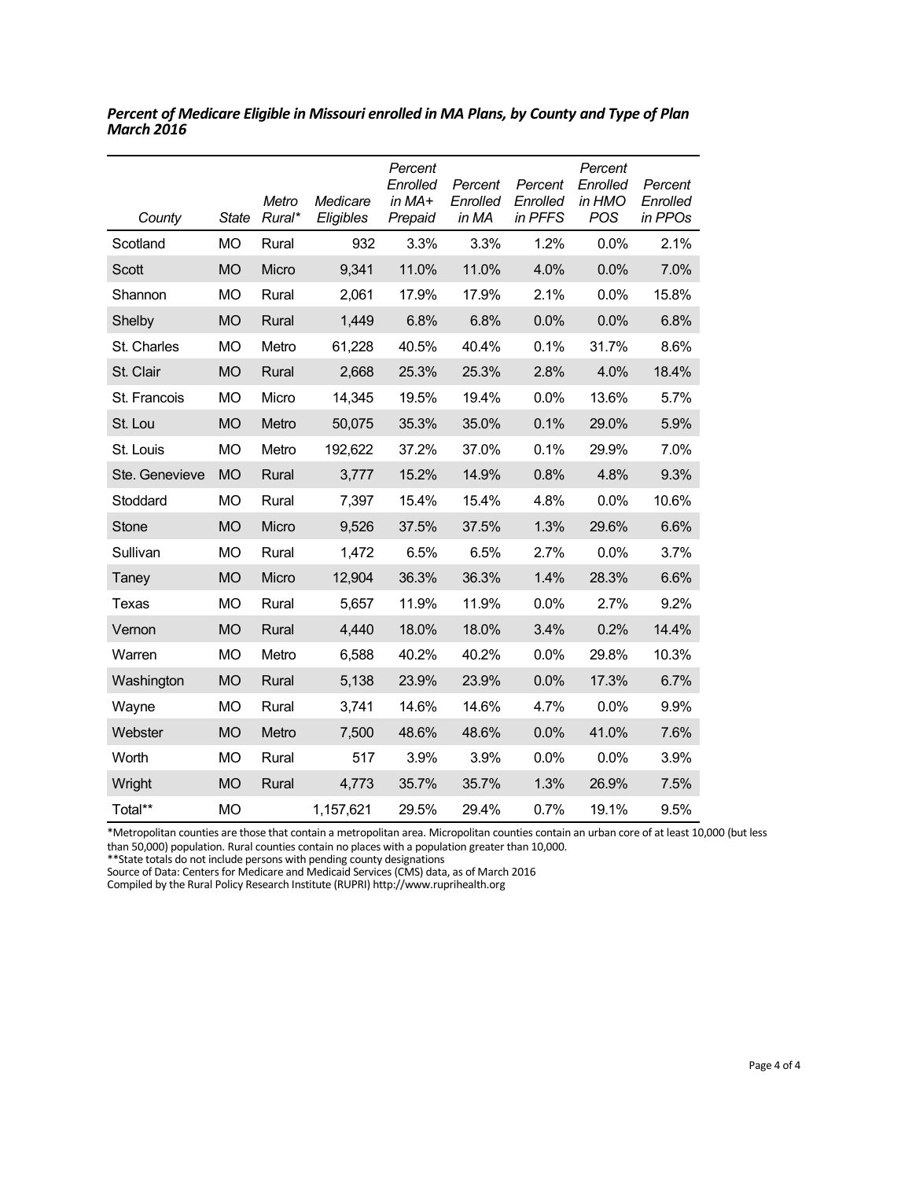***Percent of Medicare Eligible in Missouri enrolled in MA Plans, by County and Type of Plan March 2016***

| *County* | *State* | *Metro Rural\** | *Medicare Eligibles* | *Percent Enrolled in MA+ Prepaid* | *Percent Enrolled in MA* | *Percent Enrolled in PFFS* | *Percent Enrolled in HMO POS* | *Percent Enrolled in PPOs* |
|---|---|---|---|---|---|---|---|---|
| Scotland | MO | Rural | 932 | 3.3% | 3.3% | 1.2% | 0.0% | 2.1% |
| Scott | MO | Micro | 9,341 | 11.0% | 11.0% | 4.0% | 0.0% | 7.0% |
| Shannon | MO | Rural | 2,061 | 17.9% | 17.9% | 2.1% | 0.0% | 15.8% |
| Shelby | MO | Rural | 1,449 | 6.8% | 6.8% | 0.0% | 0.0% | 6.8% |
| St. Charles | MO | Metro | 61,228 | 40.5% | 40.4% | 0.1% | 31.7% | 8.6% |
| St. Clair | MO | Rural | 2,668 | 25.3% | 25.3% | 2.8% | 4.0% | 18.4% |
| St. Francois | MO | Micro | 14,345 | 19.5% | 19.4% | 0.0% | 13.6% | 5.7% |
| St. Lou | MO | Metro | 50,075 | 35.3% | 35.0% | 0.1% | 29.0% | 5.9% |
| St. Louis | MO | Metro | 192,622 | 37.2% | 37.0% | 0.1% | 29.9% | 7.0% |
| Ste. Genevieve | MO | Rural | 3,777 | 15.2% | 14.9% | 0.8% | 4.8% | 9.3% |
| Stoddard | MO | Rural | 7,397 | 15.4% | 15.4% | 4.8% | 0.0% | 10.6% |
| Stone | MO | Micro | 9,526 | 37.5% | 37.5% | 1.3% | 29.6% | 6.6% |
| Sullivan | MO | Rural | 1,472 | 6.5% | 6.5% | 2.7% | 0.0% | 3.7% |
| Taney | MO | Micro | 12,904 | 36.3% | 36.3% | 1.4% | 28.3% | 6.6% |
| Texas | MO | Rural | 5,657 | 11.9% | 11.9% | 0.0% | 2.7% | 9.2% |
| Vernon | MO | Rural | 4,440 | 18.0% | 18.0% | 3.4% | 0.2% | 14.4% |
| Warren | MO | Metro | 6,588 | 40.2% | 40.2% | 0.0% | 29.8% | 10.3% |
| Washington | MO | Rural | 5,138 | 23.9% | 23.9% | 0.0% | 17.3% | 6.7% |
| Wayne | MO | Rural | 3,741 | 14.6% | 14.6% | 4.7% | 0.0% | 9.9% |
| Webster | MO | Metro | 7,500 | 48.6% | 48.6% | 0.0% | 41.0% | 7.6% |
| Worth | MO | Rural | 517 | 3.9% | 3.9% | 0.0% | 0.0% | 3.9% |
| Wright | MO | Rural | 4,773 | 35.7% | 35.7% | 1.3% | 26.9% | 7.5% |
| Total** | MO | | 1,157,621 | 29.5% | 29.4% | 0.7% | 19.1% | 9.5% |

*Metropolitan counties are those that contain a metropolitan area. Micropolitan counties contain an urban core of at least 10,000 (but less than 50,000) population. Rural counties contain no places with a population greater than 10,000.

**State totals do not include persons with pending county designations

Source of Data: Centers for Medicare and Medicaid Services (CMS) data, as of March 2016

Compiled by the Rural Policy Research Institute (RUPRI) http://www.ruprihealth.org